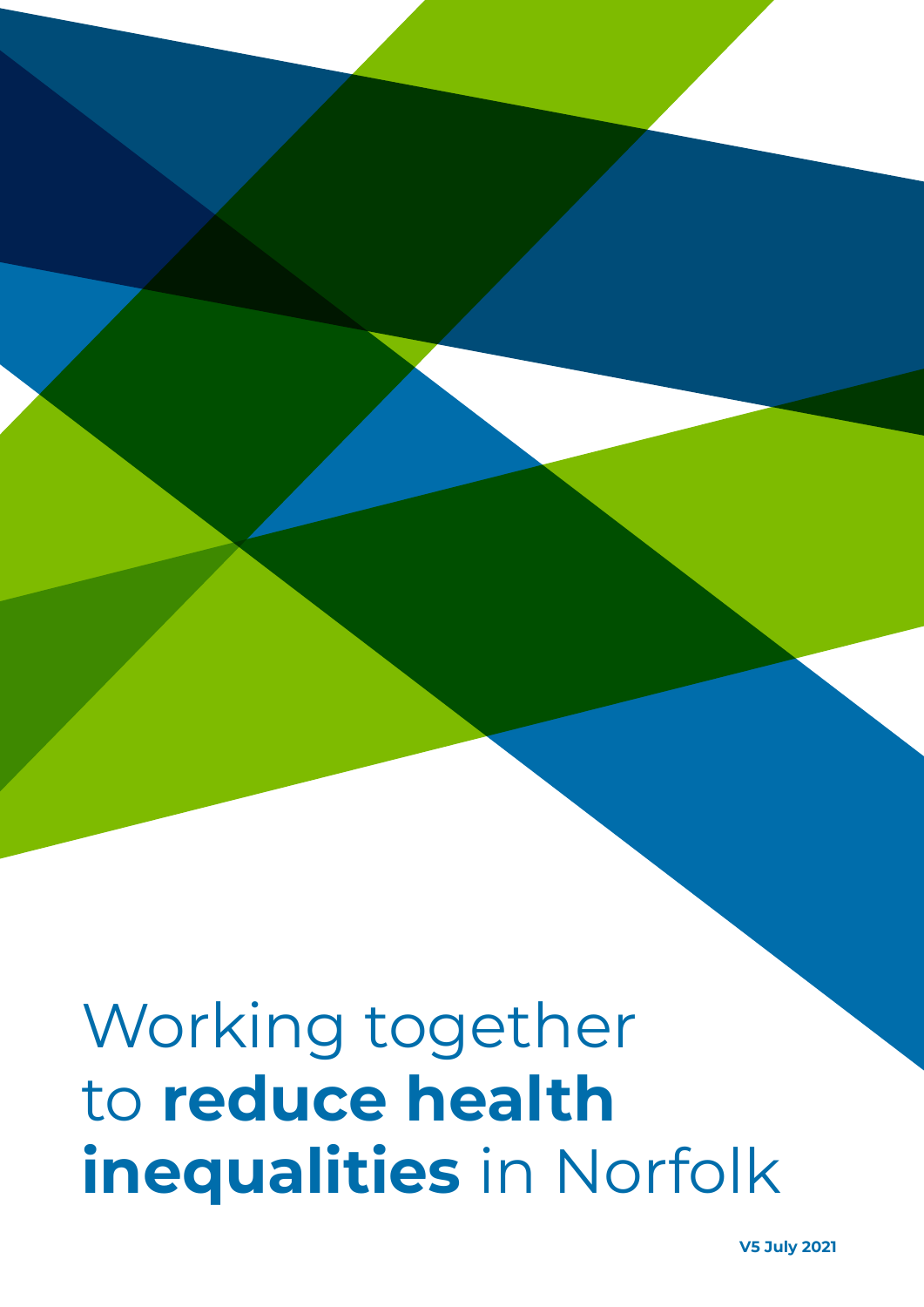# Working together to **reduce health inequalities** in Norfolk

**V5 July 2021**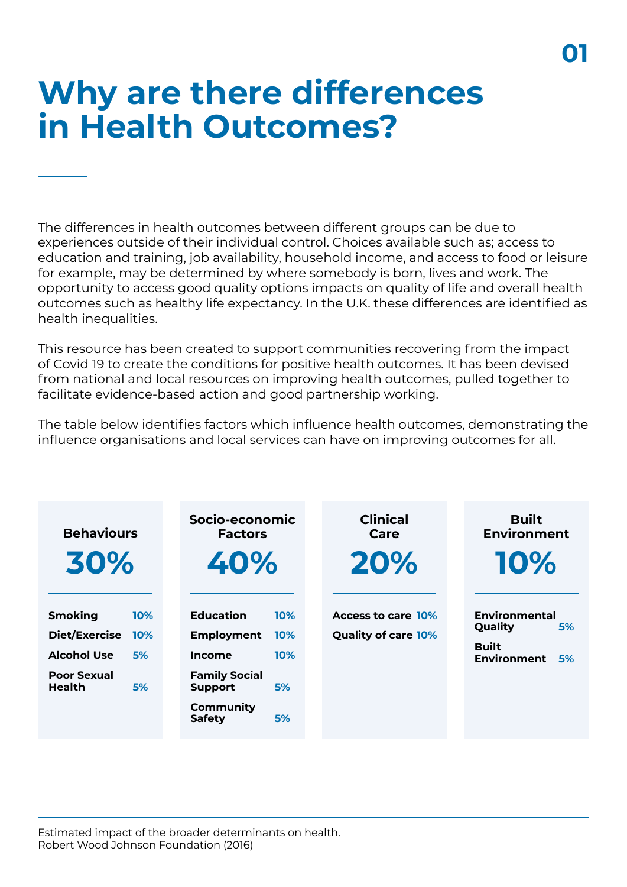# Why are there differences in Health Outcomes?

The differences in health outcomes between different groups can be due to experiences outside of their individual control. Choices available such as; access to education and training, job availability, household income, and access to food or leisure for example, may be determined by where somebody is born, lives and work. The opportunity to access good quality options impacts on quality of life and overall health outcomes such as healthy life expectancy. In the U.K. these differences are identified as health inequalities.

This resource has been created to support communities recovering from the impact of Covid 19 to create the conditions for positive health outcomes. It has been devised from national and local resources on improving health outcomes, pulled together to facilitate evidence-based action and good partnership working.

The table below identifies factors which influence health outcomes, demonstrating the influence organisations and local services can have on improving outcomes for all.

| Behaviours | | Socio-economic Factors | | Clinical Care | | Built Environment | |
|---|---|---|---|---|---|---|---|
| **30%** | | **40%** | | **20%** | | **10%** | |
| Smoking | 10% | Education | 10% | Access to care | 10% | Environmental Quality | 5% |
| Diet/Exercise | 10% | Employment | 10% | Quality of care | 10% | Built Environment | 5% |
| Alcohol Use | 5% | Income | 10% | | | | |
| Poor Sexual Health | 5% | Family Social Support | 5% | | | | |
| | | Community Safety | 5% | | | | |

Estimated impact of the broader determinants on health.
Robert Wood Johnson Foundation (2016)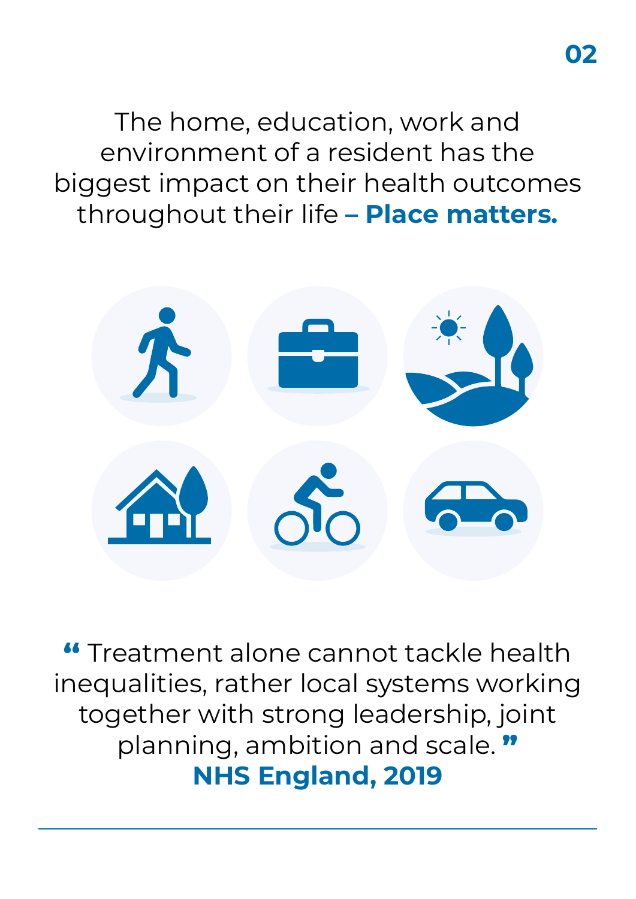The home, education, work and environment of a resident has the biggest impact on their health outcomes throughout their life **– Place matters.**

> " Treatment alone cannot tackle health inequalities, rather local systems working together with strong leadership, joint planning, ambition and scale. "
>
> **NHS England, 2019**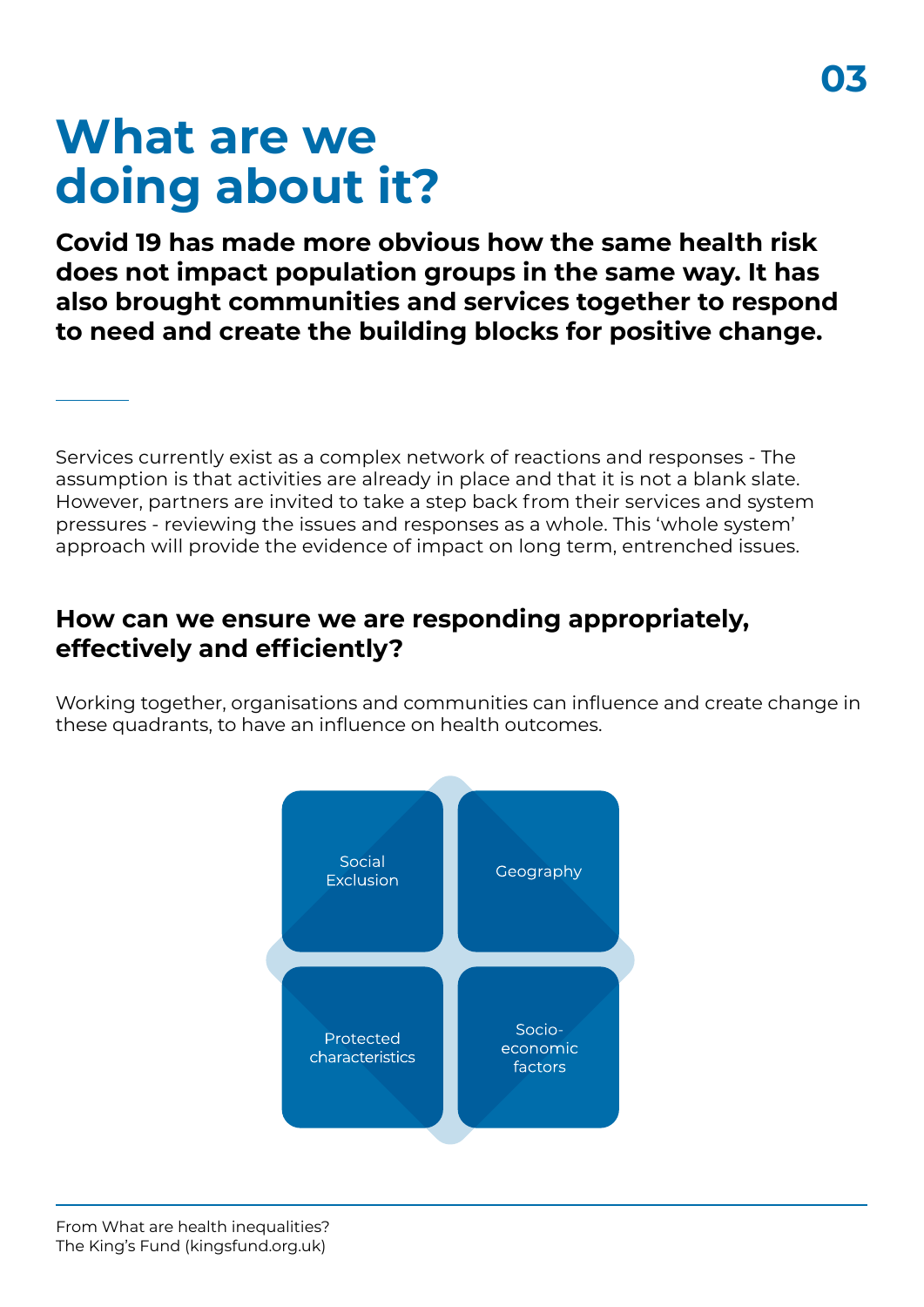# What are we doing about it?

**Covid 19 has made more obvious how the same health risk does not impact population groups in the same way. It has also brought communities and services together to respond to need and create the building blocks for positive change.**

Services currently exist as a complex network of reactions and responses - The assumption is that activities are already in place and that it is not a blank slate. However, partners are invited to take a step back from their services and system pressures - reviewing the issues and responses as a whole. This 'whole system' approach will provide the evidence of impact on long term, entrenched issues.

## How can we ensure we are responding appropriately, effectively and efficiently?

Working together, organisations and communities can influence and create change in these quadrants, to have an influence on health outcomes.

| Social Exclusion | Geography |
|---|---|
| Protected characteristics | Socio-economic factors |

From What are health inequalities?
The King's Fund (kingsfund.org.uk)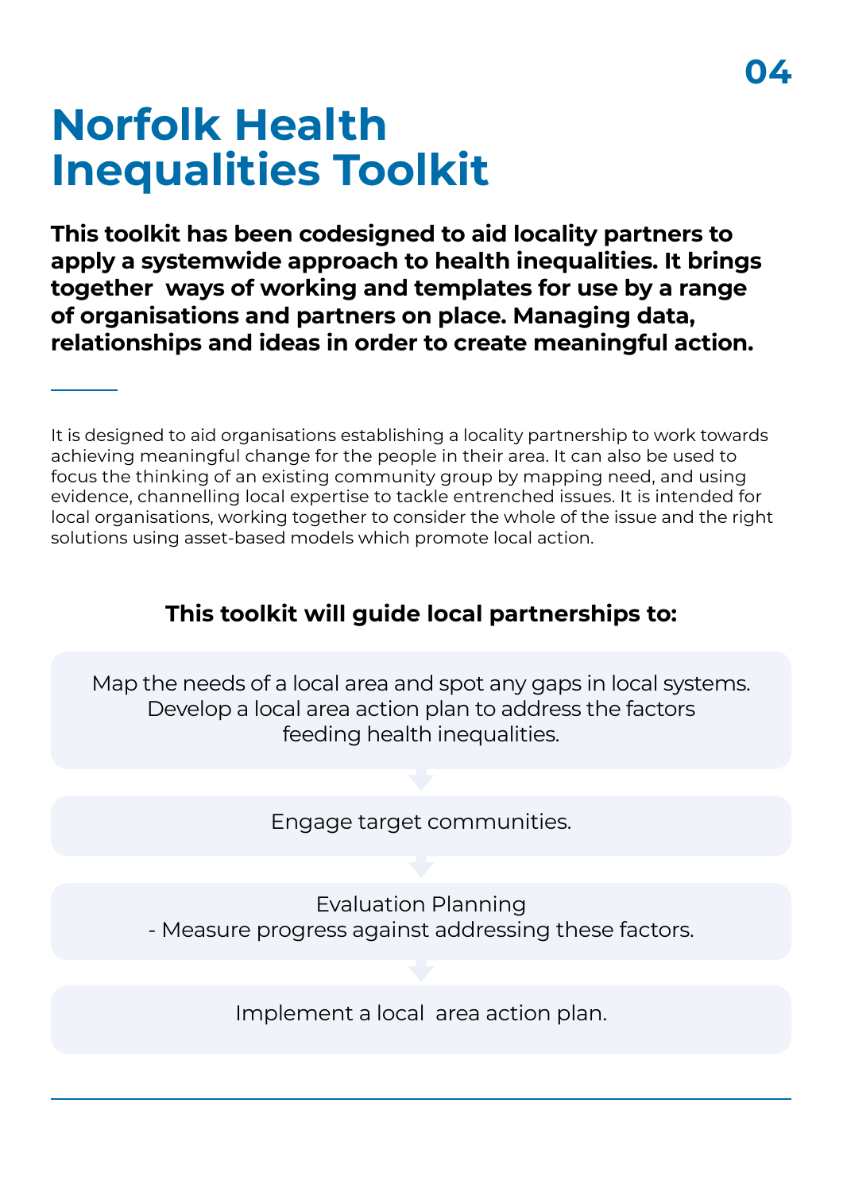# Norfolk Health Inequalities Toolkit

**This toolkit has been codesigned to aid locality partners to apply a systemwide approach to health inequalities. It brings together  ways of working and templates for use by a range of organisations and partners on place. Managing data, relationships and ideas in order to create meaningful action.**

It is designed to aid organisations establishing a locality partnership to work towards achieving meaningful change for the people in their area. It can also be used to focus the thinking of an existing community group by mapping need, and using evidence, channelling local expertise to tackle entrenched issues. It is intended for local organisations, working together to consider the whole of the issue and the right solutions using asset-based models which promote local action.

**This toolkit will guide local partnerships to:**

Map the needs of a local area and spot any gaps in local systems. Develop a local area action plan to address the factors feeding health inequalities.

↓

Engage target communities.

↓

Evaluation Planning
- Measure progress against addressing these factors.

↓

Implement a local  area action plan.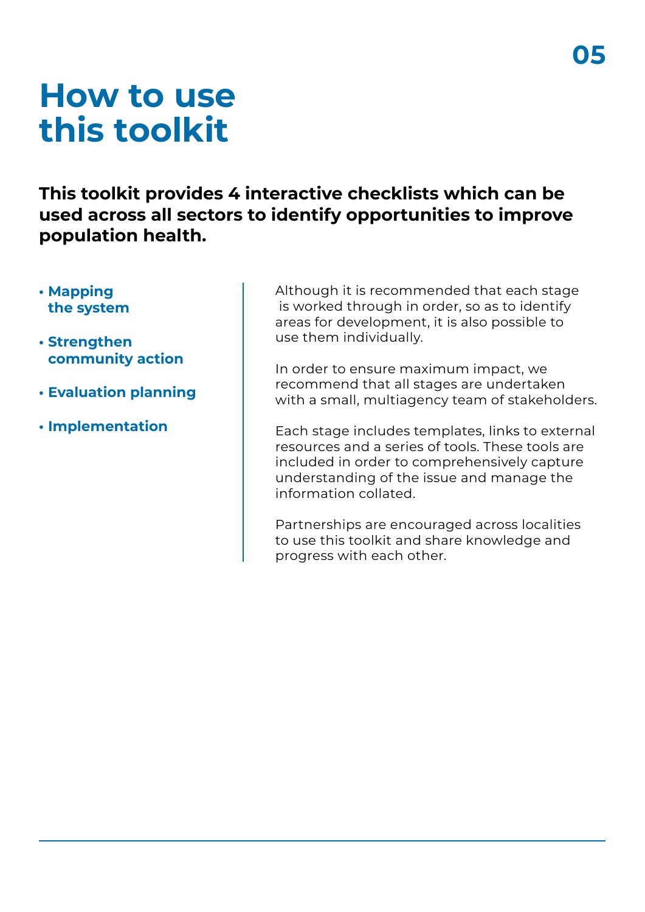# How to use this toolkit

**This toolkit provides 4 interactive checklists which can be used across all sectors to identify opportunities to improve population health.**

- **Mapping the system**
- **Strengthen community action**
- **Evaluation planning**
- **Implementation**

Although it is recommended that each stage is worked through in order, so as to identify areas for development, it is also possible to use them individually.

In order to ensure maximum impact, we recommend that all stages are undertaken with a small, multiagency team of stakeholders.

Each stage includes templates, links to external resources and a series of tools. These tools are included in order to comprehensively capture understanding of the issue and manage the information collated.

Partnerships are encouraged across localities to use this toolkit and share knowledge and progress with each other.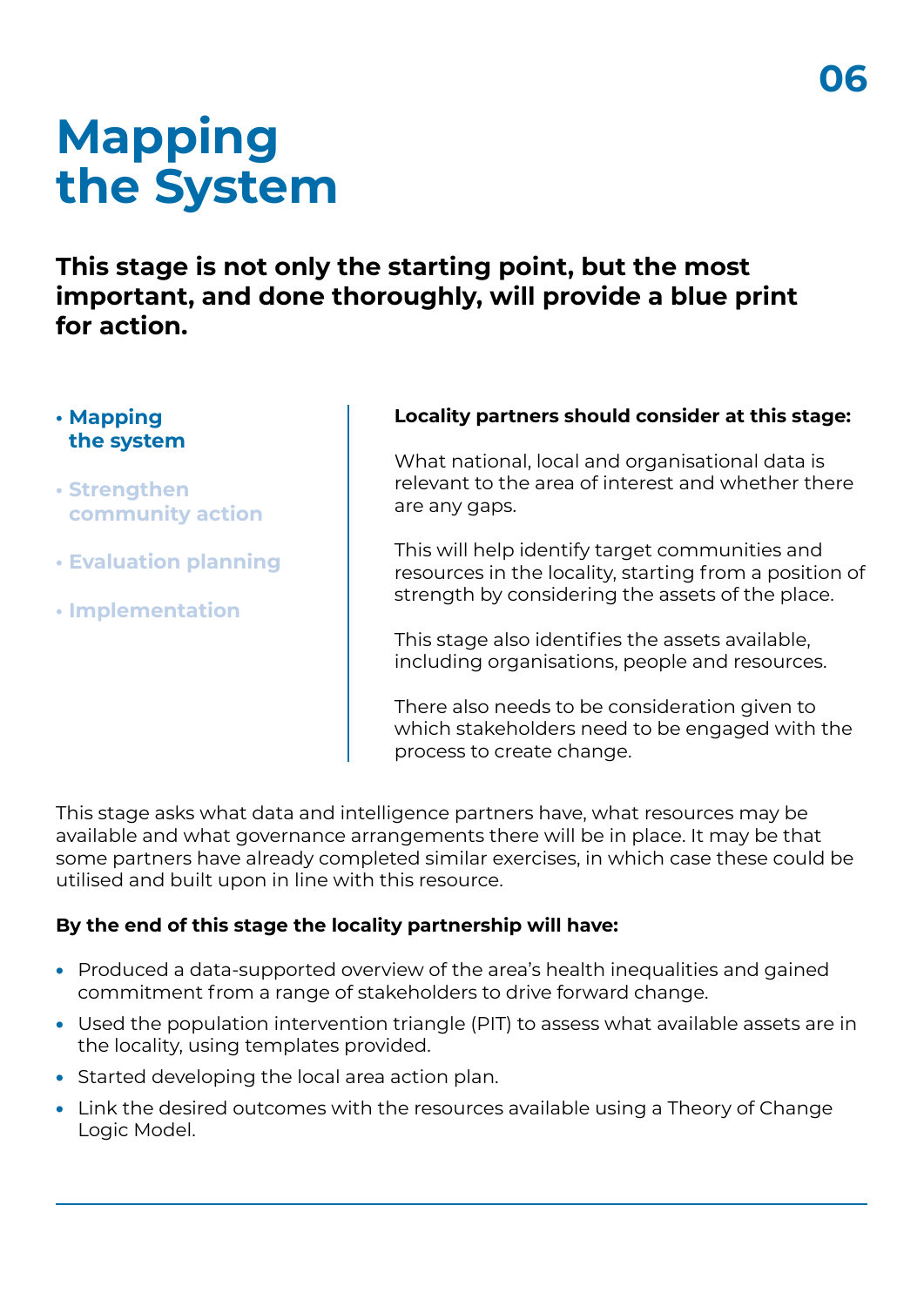# Mapping the System

**This stage is not only the starting point, but the most important, and done thoroughly, will provide a blue print for action.**

- **Mapping the system**
- Strengthen community action
- Evaluation planning
- Implementation

**Locality partners should consider at this stage:**

What national, local and organisational data is relevant to the area of interest and whether there are any gaps.

This will help identify target communities and resources in the locality, starting from a position of strength by considering the assets of the place.

This stage also identifies the assets available, including organisations, people and resources.

There also needs to be consideration given to which stakeholders need to be engaged with the process to create change.

This stage asks what data and intelligence partners have, what resources may be available and what governance arrangements there will be in place. It may be that some partners have already completed similar exercises, in which case these could be utilised and built upon in line with this resource.

**By the end of this stage the locality partnership will have:**

- Produced a data-supported overview of the area's health inequalities and gained commitment from a range of stakeholders to drive forward change.
- Used the population intervention triangle (PIT) to assess what available assets are in the locality, using templates provided.
- Started developing the local area action plan.
- Link the desired outcomes with the resources available using a Theory of Change Logic Model.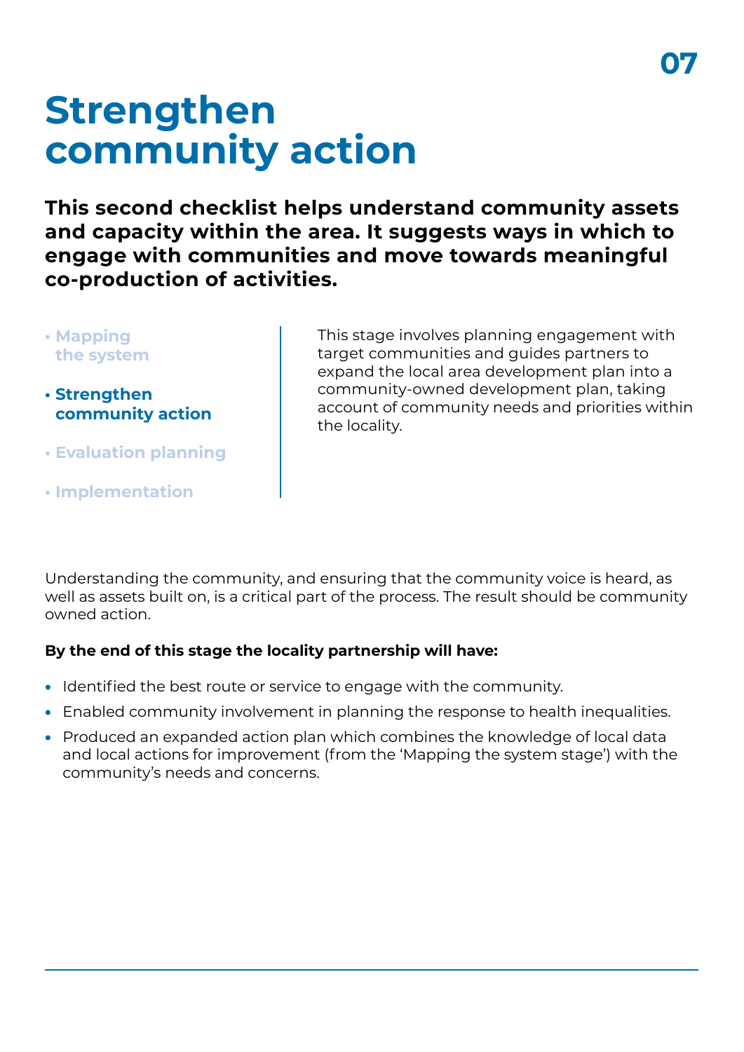# Strengthen community action

**This second checklist helps understand community assets and capacity within the area. It suggests ways in which to engage with communities and move towards meaningful co-production of activities.**

- Mapping the system
- **Strengthen community action**
- Evaluation planning
- Implementation

This stage involves planning engagement with target communities and guides partners to expand the local area development plan into a community-owned development plan, taking account of community needs and priorities within the locality.

Understanding the community, and ensuring that the community voice is heard, as well as assets built on, is a critical part of the process. The result should be community owned action.

**By the end of this stage the locality partnership will have:**

- Identified the best route or service to engage with the community.
- Enabled community involvement in planning the response to health inequalities.
- Produced an expanded action plan which combines the knowledge of local data and local actions for improvement (from the 'Mapping the system stage') with the community's needs and concerns.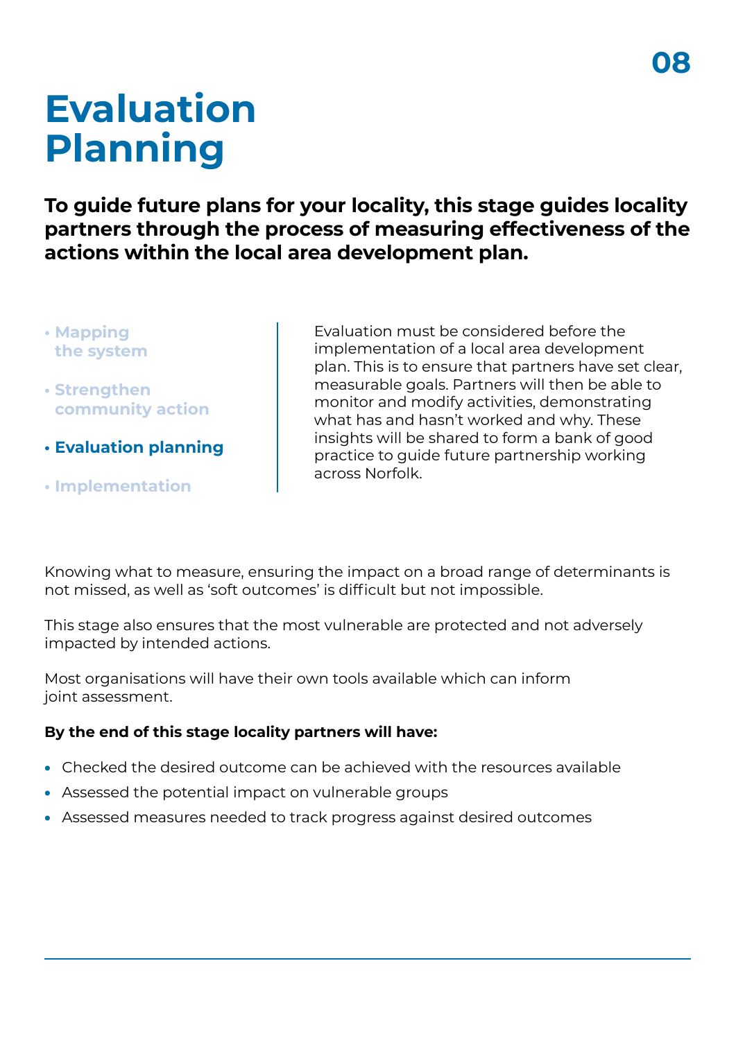# Evaluation Planning

**To guide future plans for your locality, this stage guides locality partners through the process of measuring effectiveness of the actions within the local area development plan.**

- Mapping the system
- Strengthen community action
- **Evaluation planning**
- Implementation

Evaluation must be considered before the implementation of a local area development plan. This is to ensure that partners have set clear, measurable goals. Partners will then be able to monitor and modify activities, demonstrating what has and hasn't worked and why. These insights will be shared to form a bank of good practice to guide future partnership working across Norfolk.

Knowing what to measure, ensuring the impact on a broad range of determinants is not missed, as well as 'soft outcomes' is difficult but not impossible.

This stage also ensures that the most vulnerable are protected and not adversely impacted by intended actions.

Most organisations will have their own tools available which can inform joint assessment.

**By the end of this stage locality partners will have:**

- Checked the desired outcome can be achieved with the resources available
- Assessed the potential impact on vulnerable groups
- Assessed measures needed to track progress against desired outcomes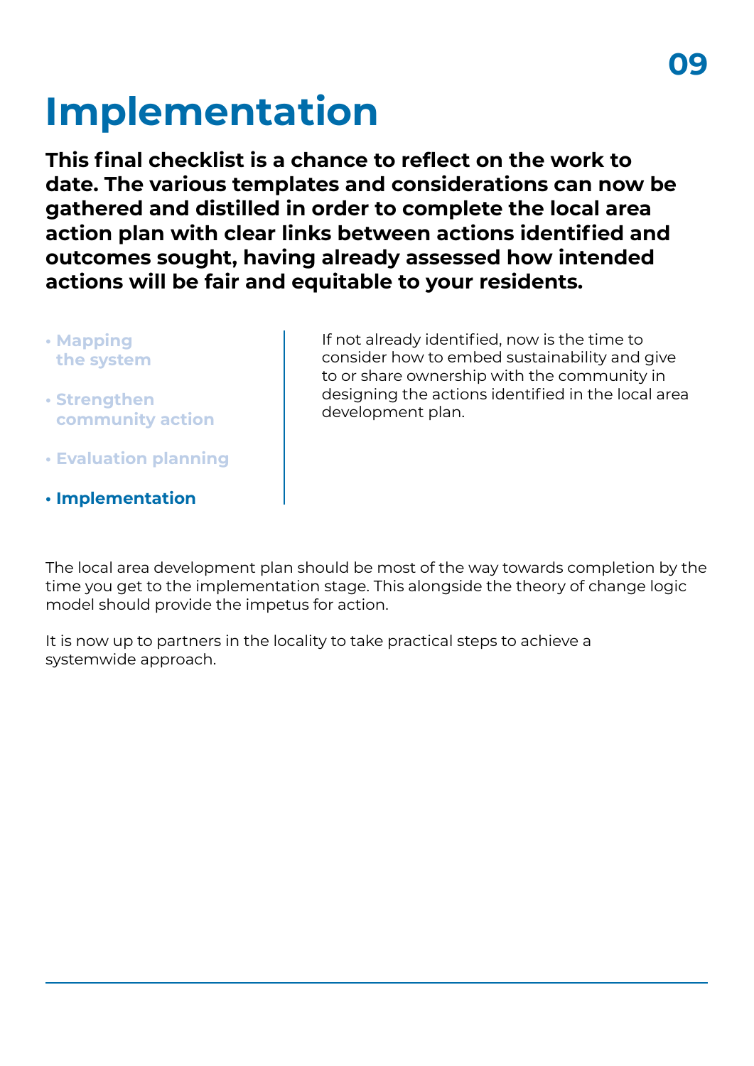# Implementation

**This final checklist is a chance to reflect on the work to date. The various templates and considerations can now be gathered and distilled in order to complete the local area action plan with clear links between actions identified and outcomes sought, having already assessed how intended actions will be fair and equitable to your residents.**

- Mapping the system
- Strengthen community action
- Evaluation planning
- **Implementation**

If not already identified, now is the time to consider how to embed sustainability and give to or share ownership with the community in designing the actions identified in the local area development plan.

The local area development plan should be most of the way towards completion by the time you get to the implementation stage. This alongside the theory of change logic model should provide the impetus for action.

It is now up to partners in the locality to take practical steps to achieve a systemwide approach.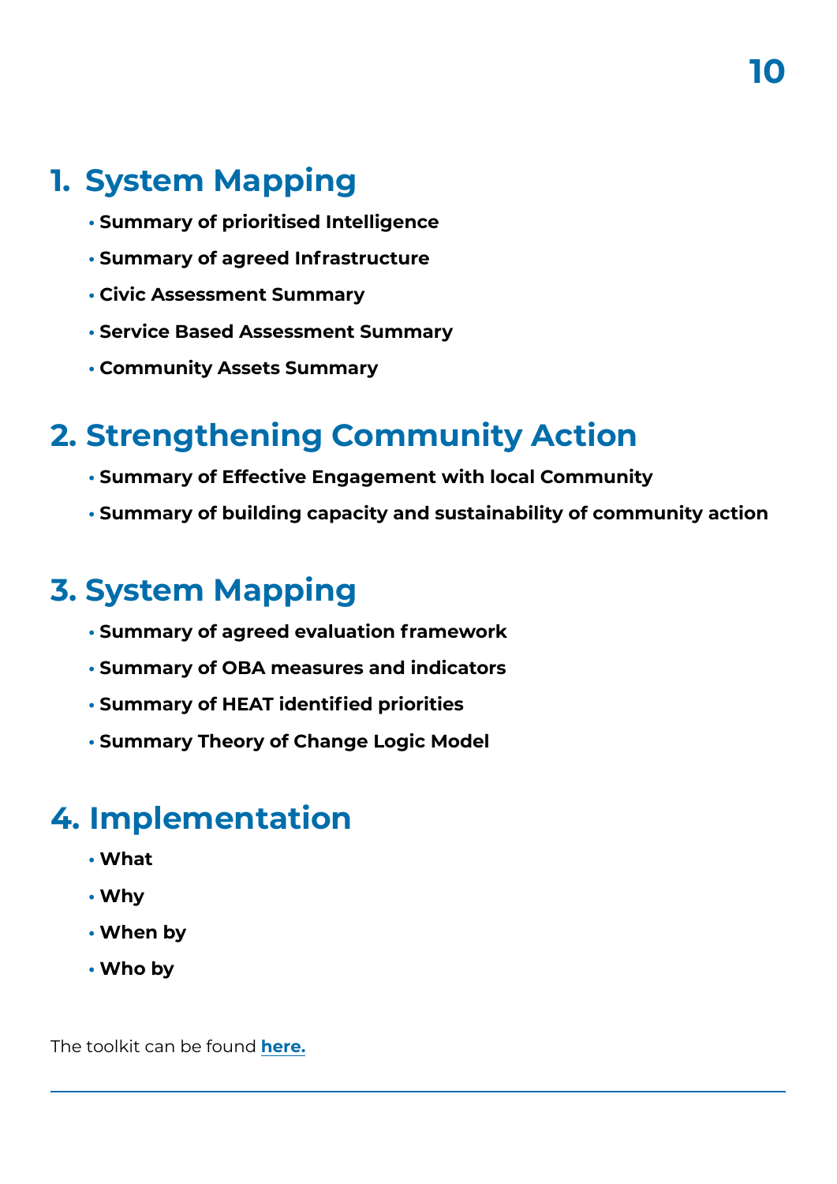## 1. System Mapping

- **Summary of prioritised Intelligence**
- **Summary of agreed Infrastructure**
- **Civic Assessment Summary**
- **Service Based Assessment Summary**
- **Community Assets Summary**

## 2. Strengthening Community Action

- **Summary of Effective Engagement with local Community**
- **Summary of building capacity and sustainability of community action**

## 3. System Mapping

- **Summary of agreed evaluation framework**
- **Summary of OBA measures and indicators**
- **Summary of HEAT identified priorities**
- **Summary Theory of Change Logic Model**

## 4. Implementation

- **What**
- **Why**
- **When by**
- **Who by**

The toolkit can be found **here.**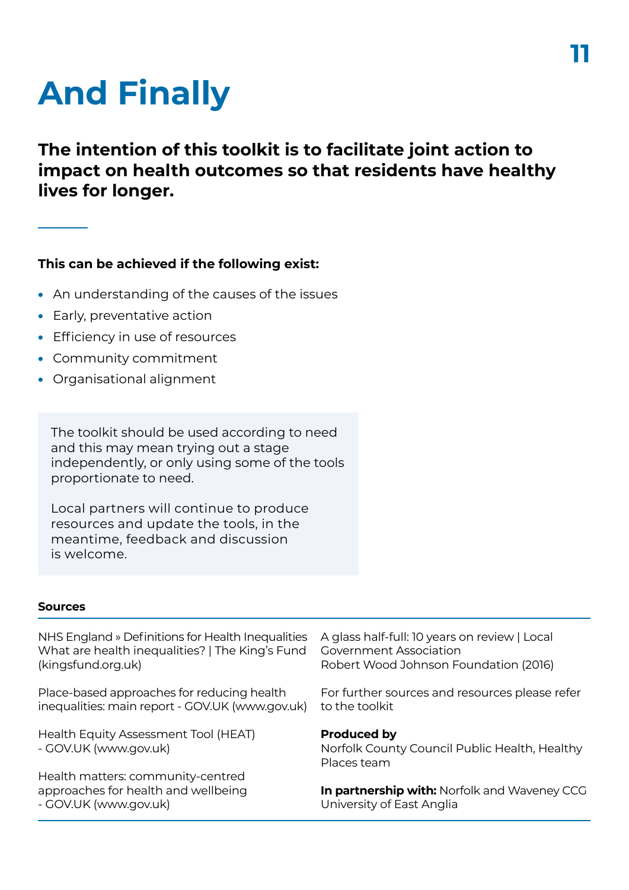# And Finally

**The intention of this toolkit is to facilitate joint action to impact on health outcomes so that residents have healthy lives for longer.**

**This can be achieved if the following exist:**

- An understanding of the causes of the issues
- Early, preventative action
- Efficiency in use of resources
- Community commitment
- Organisational alignment

The toolkit should be used according to need and this may mean trying out a stage independently, or only using some of the tools proportionate to need.

Local partners will continue to produce resources and update the tools, in the meantime, feedback and discussion is welcome.

**Sources**

NHS England » Definitions for Health Inequalities
What are health inequalities? | The King's Fund (kingsfund.org.uk)

Place-based approaches for reducing health inequalities: main report - GOV.UK (www.gov.uk)

Health Equity Assessment Tool (HEAT) - GOV.UK (www.gov.uk)

Health matters: community-centred approaches for health and wellbeing - GOV.UK (www.gov.uk)

A glass half-full: 10 years on review | Local Government Association
Robert Wood Johnson Foundation (2016)

For further sources and resources please refer to the toolkit

**Produced by**
Norfolk County Council Public Health, Healthy Places team

**In partnership with:** Norfolk and Waveney CCG
University of East Anglia